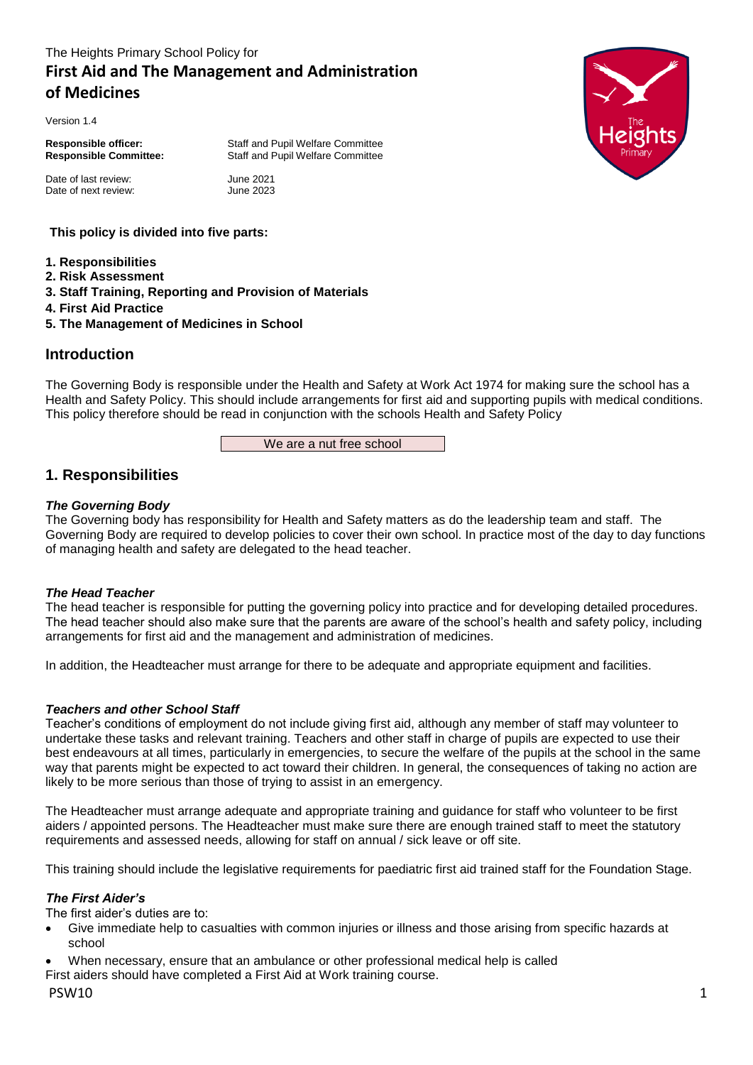The Heights Primary School Policy for

# First Aid and The Management and Administration of Medicines

Version 1.4

**Responsible officer:** Staff and Pupil Welfare Committee
**Responsible Committee:** Staff and Pupil Welfare Committee

Date of last review: June 2021
Date of next review: June 2023

**This policy is divided into five parts:**

**1. Responsibilities**
**2. Risk Assessment**
**3. Staff Training, Reporting and Provision of Materials**
**4. First Aid Practice**
**5. The Management of Medicines in School**

## Introduction

The Governing Body is responsible under the Health and Safety at Work Act 1974 for making sure the school has a Health and Safety Policy. This should include arrangements for first aid and supporting pupils with medical conditions. This policy therefore should be read in conjunction with the schools Health and Safety Policy

We are a nut free school

## 1. Responsibilities

### *The Governing Body*

The Governing body has responsibility for Health and Safety matters as do the leadership team and staff. The Governing Body are required to develop policies to cover their own school. In practice most of the day to day functions of managing health and safety are delegated to the head teacher.

### *The Head Teacher*

The head teacher is responsible for putting the governing policy into practice and for developing detailed procedures. The head teacher should also make sure that the parents are aware of the school's health and safety policy, including arrangements for first aid and the management and administration of medicines.

In addition, the Headteacher must arrange for there to be adequate and appropriate equipment and facilities.

### *Teachers and other School Staff*

Teacher's conditions of employment do not include giving first aid, although any member of staff may volunteer to undertake these tasks and relevant training. Teachers and other staff in charge of pupils are expected to use their best endeavours at all times, particularly in emergencies, to secure the welfare of the pupils at the school in the same way that parents might be expected to act toward their children. In general, the consequences of taking no action are likely to be more serious than those of trying to assist in an emergency.

The Headteacher must arrange adequate and appropriate training and guidance for staff who volunteer to be first aiders / appointed persons. The Headteacher must make sure there are enough trained staff to meet the statutory requirements and assessed needs, allowing for staff on annual / sick leave or off site.

This training should include the legislative requirements for paediatric first aid trained staff for the Foundation Stage.

### *The First Aider's*

The first aider's duties are to:

- Give immediate help to casualties with common injuries or illness and those arising from specific hazards at school
- When necessary, ensure that an ambulance or other professional medical help is called

First aiders should have completed a First Aid at Work training course.

PSW10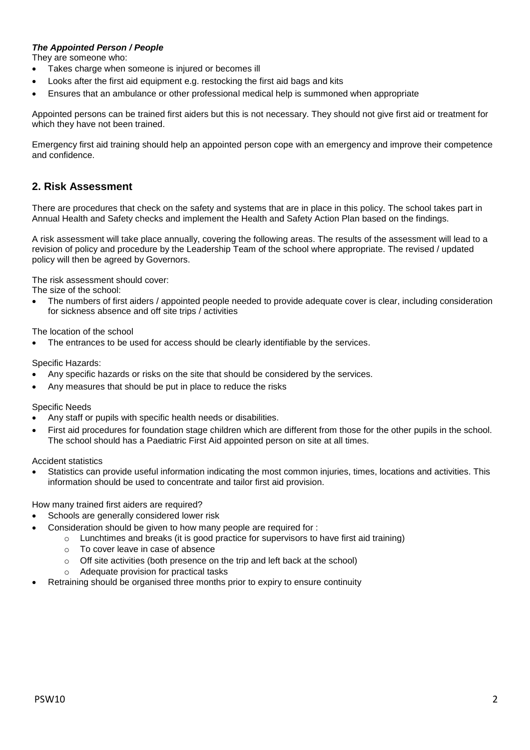***The Appointed Person / People***

They are someone who:

- Takes charge when someone is injured or becomes ill
- Looks after the first aid equipment e.g. restocking the first aid bags and kits
- Ensures that an ambulance or other professional medical help is summoned when appropriate

Appointed persons can be trained first aiders but this is not necessary. They should not give first aid or treatment for which they have not been trained.

Emergency first aid training should help an appointed person cope with an emergency and improve their competence and confidence.

## 2. Risk Assessment

There are procedures that check on the safety and systems that are in place in this policy. The school takes part in Annual Health and Safety checks and implement the Health and Safety Action Plan based on the findings.

A risk assessment will take place annually, covering the following areas. The results of the assessment will lead to a revision of policy and procedure by the Leadership Team of the school where appropriate. The revised / updated policy will then be agreed by Governors.

The risk assessment should cover:

The size of the school:

- The numbers of first aiders / appointed people needed to provide adequate cover is clear, including consideration for sickness absence and off site trips / activities

The location of the school

- The entrances to be used for access should be clearly identifiable by the services.

Specific Hazards:

- Any specific hazards or risks on the site that should be considered by the services.
- Any measures that should be put in place to reduce the risks

Specific Needs

- Any staff or pupils with specific health needs or disabilities.
- First aid procedures for foundation stage children which are different from those for the other pupils in the school. The school should has a Paediatric First Aid appointed person on site at all times.

Accident statistics

- Statistics can provide useful information indicating the most common injuries, times, locations and activities. This information should be used to concentrate and tailor first aid provision.

How many trained first aiders are required?

- Schools are generally considered lower risk
- Consideration should be given to how many people are required for :
  - Lunchtimes and breaks (it is good practice for supervisors to have first aid training)
  - To cover leave in case of absence
  - Off site activities (both presence on the trip and left back at the school)
  - Adequate provision for practical tasks
- Retraining should be organised three months prior to expiry to ensure continuity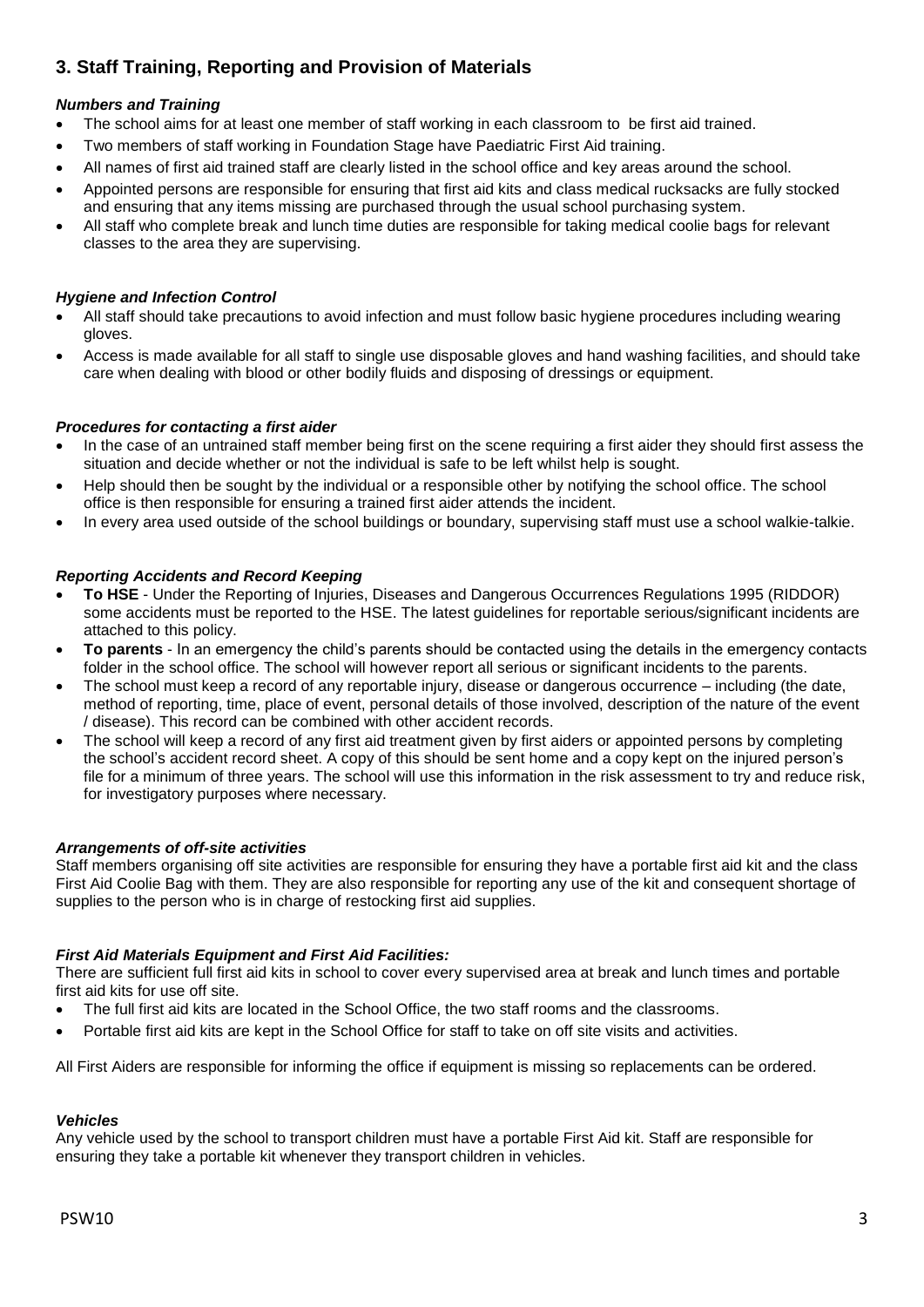## 3. Staff Training, Reporting and Provision of Materials

***Numbers and Training***

- The school aims for at least one member of staff working in each classroom to be first aid trained.
- Two members of staff working in Foundation Stage have Paediatric First Aid training.
- All names of first aid trained staff are clearly listed in the school office and key areas around the school.
- Appointed persons are responsible for ensuring that first aid kits and class medical rucksacks are fully stocked and ensuring that any items missing are purchased through the usual school purchasing system.
- All staff who complete break and lunch time duties are responsible for taking medical coolie bags for relevant classes to the area they are supervising.

***Hygiene and Infection Control***

- All staff should take precautions to avoid infection and must follow basic hygiene procedures including wearing gloves.
- Access is made available for all staff to single use disposable gloves and hand washing facilities, and should take care when dealing with blood or other bodily fluids and disposing of dressings or equipment.

***Procedures for contacting a first aider***

- In the case of an untrained staff member being first on the scene requiring a first aider they should first assess the situation and decide whether or not the individual is safe to be left whilst help is sought.
- Help should then be sought by the individual or a responsible other by notifying the school office. The school office is then responsible for ensuring a trained first aider attends the incident.
- In every area used outside of the school buildings or boundary, supervising staff must use a school walkie-talkie.

***Reporting Accidents and Record Keeping***

- **To HSE** - Under the Reporting of Injuries, Diseases and Dangerous Occurrences Regulations 1995 (RIDDOR) some accidents must be reported to the HSE. The latest guidelines for reportable serious/significant incidents are attached to this policy.
- **To parents** - In an emergency the child's parents should be contacted using the details in the emergency contacts folder in the school office. The school will however report all serious or significant incidents to the parents.
- The school must keep a record of any reportable injury, disease or dangerous occurrence – including (the date, method of reporting, time, place of event, personal details of those involved, description of the nature of the event / disease). This record can be combined with other accident records.
- The school will keep a record of any first aid treatment given by first aiders or appointed persons by completing the school's accident record sheet. A copy of this should be sent home and a copy kept on the injured person's file for a minimum of three years. The school will use this information in the risk assessment to try and reduce risk, for investigatory purposes where necessary.

***Arrangements of off-site activities***

Staff members organising off site activities are responsible for ensuring they have a portable first aid kit and the class First Aid Coolie Bag with them. They are also responsible for reporting any use of the kit and consequent shortage of supplies to the person who is in charge of restocking first aid supplies.

***First Aid Materials Equipment and First Aid Facilities:***

There are sufficient full first aid kits in school to cover every supervised area at break and lunch times and portable first aid kits for use off site.

- The full first aid kits are located in the School Office, the two staff rooms and the classrooms.
- Portable first aid kits are kept in the School Office for staff to take on off site visits and activities.

All First Aiders are responsible for informing the office if equipment is missing so replacements can be ordered.

***Vehicles***

Any vehicle used by the school to transport children must have a portable First Aid kit. Staff are responsible for ensuring they take a portable kit whenever they transport children in vehicles.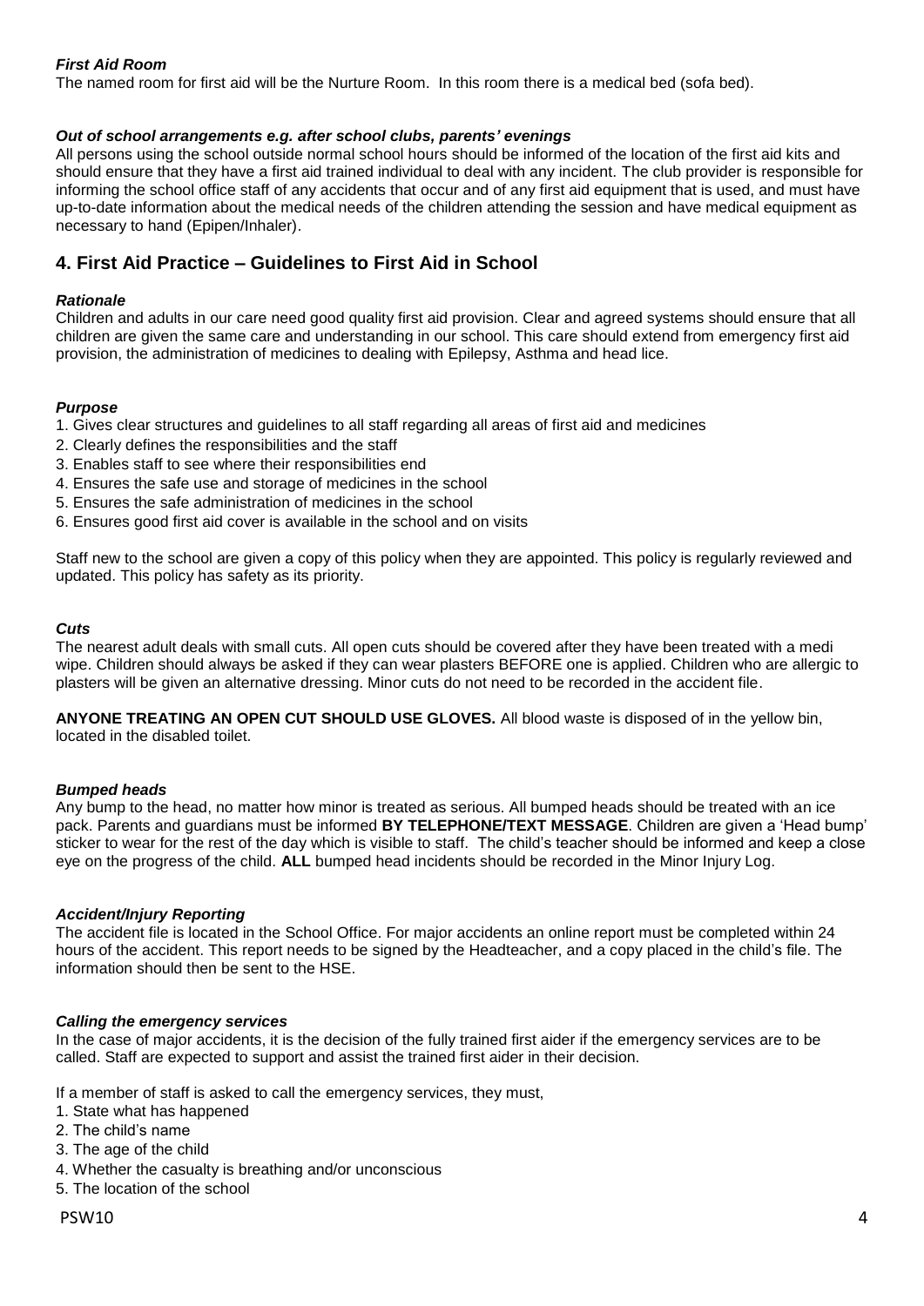***First Aid Room***

The named room for first aid will be the Nurture Room. In this room there is a medical bed (sofa bed).

***Out of school arrangements e.g. after school clubs, parents' evenings***

All persons using the school outside normal school hours should be informed of the location of the first aid kits and should ensure that they have a first aid trained individual to deal with any incident. The club provider is responsible for informing the school office staff of any accidents that occur and of any first aid equipment that is used, and must have up-to-date information about the medical needs of the children attending the session and have medical equipment as necessary to hand (Epipen/Inhaler).

## 4. First Aid Practice – Guidelines to First Aid in School

***Rationale***

Children and adults in our care need good quality first aid provision. Clear and agreed systems should ensure that all children are given the same care and understanding in our school. This care should extend from emergency first aid provision, the administration of medicines to dealing with Epilepsy, Asthma and head lice.

***Purpose***

1. Gives clear structures and guidelines to all staff regarding all areas of first aid and medicines
2. Clearly defines the responsibilities and the staff
3. Enables staff to see where their responsibilities end
4. Ensures the safe use and storage of medicines in the school
5. Ensures the safe administration of medicines in the school
6. Ensures good first aid cover is available in the school and on visits

Staff new to the school are given a copy of this policy when they are appointed. This policy is regularly reviewed and updated. This policy has safety as its priority.

***Cuts***

The nearest adult deals with small cuts. All open cuts should be covered after they have been treated with a medi wipe. Children should always be asked if they can wear plasters BEFORE one is applied. Children who are allergic to plasters will be given an alternative dressing. Minor cuts do not need to be recorded in the accident file.

**ANYONE TREATING AN OPEN CUT SHOULD USE GLOVES.** All blood waste is disposed of in the yellow bin, located in the disabled toilet.

***Bumped heads***

Any bump to the head, no matter how minor is treated as serious. All bumped heads should be treated with an ice pack. Parents and guardians must be informed **BY TELEPHONE/TEXT MESSAGE**. Children are given a 'Head bump' sticker to wear for the rest of the day which is visible to staff. The child's teacher should be informed and keep a close eye on the progress of the child. **ALL** bumped head incidents should be recorded in the Minor Injury Log.

***Accident/Injury Reporting***

The accident file is located in the School Office. For major accidents an online report must be completed within 24 hours of the accident. This report needs to be signed by the Headteacher, and a copy placed in the child's file. The information should then be sent to the HSE.

***Calling the emergency services***

In the case of major accidents, it is the decision of the fully trained first aider if the emergency services are to be called. Staff are expected to support and assist the trained first aider in their decision.

If a member of staff is asked to call the emergency services, they must,

1. State what has happened
2. The child's name
3. The age of the child
4. Whether the casualty is breathing and/or unconscious
5. The location of the school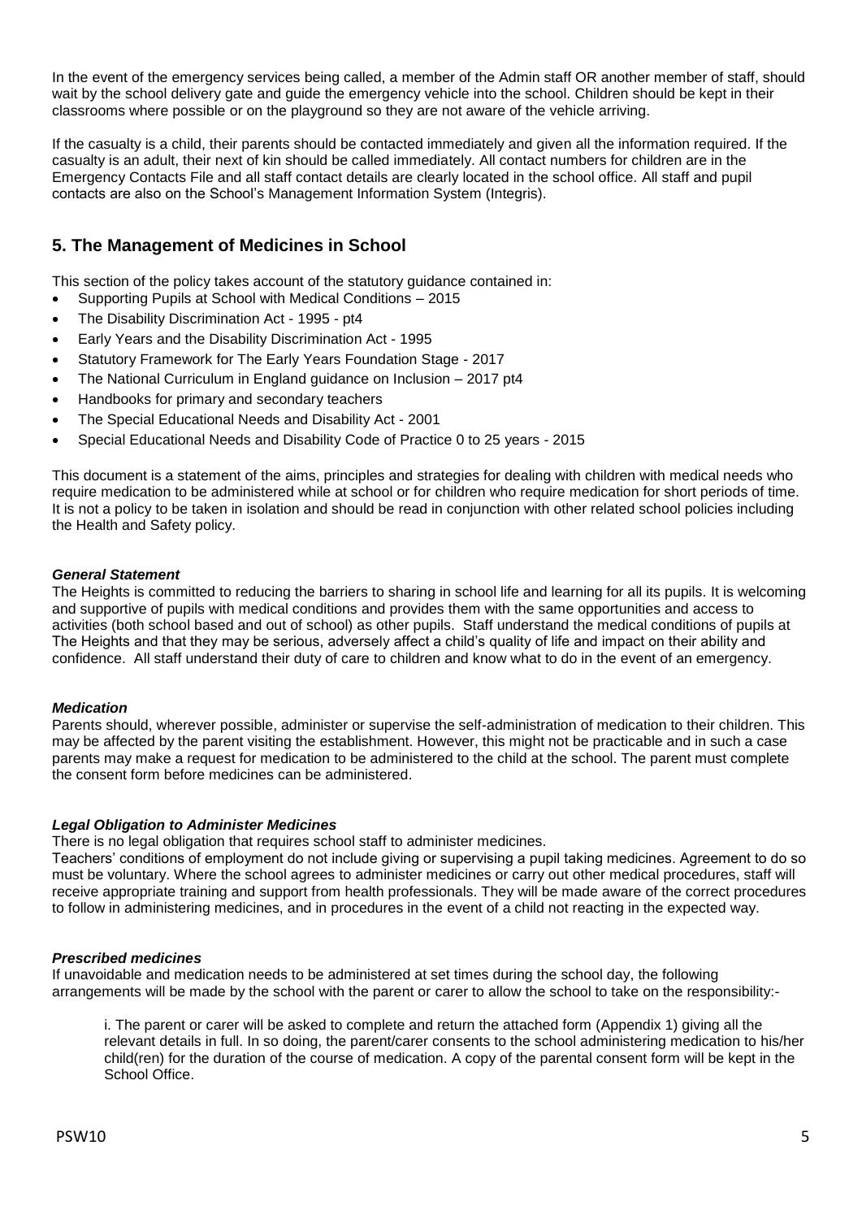In the event of the emergency services being called, a member of the Admin staff OR another member of staff, should wait by the school delivery gate and guide the emergency vehicle into the school. Children should be kept in their classrooms where possible or on the playground so they are not aware of the vehicle arriving.

If the casualty is a child, their parents should be contacted immediately and given all the information required. If the casualty is an adult, their next of kin should be called immediately. All contact numbers for children are in the Emergency Contacts File and all staff contact details are clearly located in the school office. All staff and pupil contacts are also on the School's Management Information System (Integris).

## 5. The Management of Medicines in School

This section of the policy takes account of the statutory guidance contained in:

- Supporting Pupils at School with Medical Conditions – 2015
- The Disability Discrimination Act - 1995 - pt4
- Early Years and the Disability Discrimination Act - 1995
- Statutory Framework for The Early Years Foundation Stage - 2017
- The National Curriculum in England guidance on Inclusion – 2017 pt4
- Handbooks for primary and secondary teachers
- The Special Educational Needs and Disability Act - 2001
- Special Educational Needs and Disability Code of Practice 0 to 25 years - 2015

This document is a statement of the aims, principles and strategies for dealing with children with medical needs who require medication to be administered while at school or for children who require medication for short periods of time. It is not a policy to be taken in isolation and should be read in conjunction with other related school policies including the Health and Safety policy.

***General Statement***

The Heights is committed to reducing the barriers to sharing in school life and learning for all its pupils. It is welcoming and supportive of pupils with medical conditions and provides them with the same opportunities and access to activities (both school based and out of school) as other pupils. Staff understand the medical conditions of pupils at The Heights and that they may be serious, adversely affect a child's quality of life and impact on their ability and confidence. All staff understand their duty of care to children and know what to do in the event of an emergency.

***Medication***

Parents should, wherever possible, administer or supervise the self-administration of medication to their children. This may be affected by the parent visiting the establishment. However, this might not be practicable and in such a case parents may make a request for medication to be administered to the child at the school. The parent must complete the consent form before medicines can be administered.

***Legal Obligation to Administer Medicines***

There is no legal obligation that requires school staff to administer medicines.

Teachers' conditions of employment do not include giving or supervising a pupil taking medicines. Agreement to do so must be voluntary. Where the school agrees to administer medicines or carry out other medical procedures, staff will receive appropriate training and support from health professionals. They will be made aware of the correct procedures to follow in administering medicines, and in procedures in the event of a child not reacting in the expected way.

***Prescribed medicines***

If unavoidable and medication needs to be administered at set times during the school day, the following arrangements will be made by the school with the parent or carer to allow the school to take on the responsibility:-

i. The parent or carer will be asked to complete and return the attached form (Appendix 1) giving all the relevant details in full. In so doing, the parent/carer consents to the school administering medication to his/her child(ren) for the duration of the course of medication. A copy of the parental consent form will be kept in the School Office.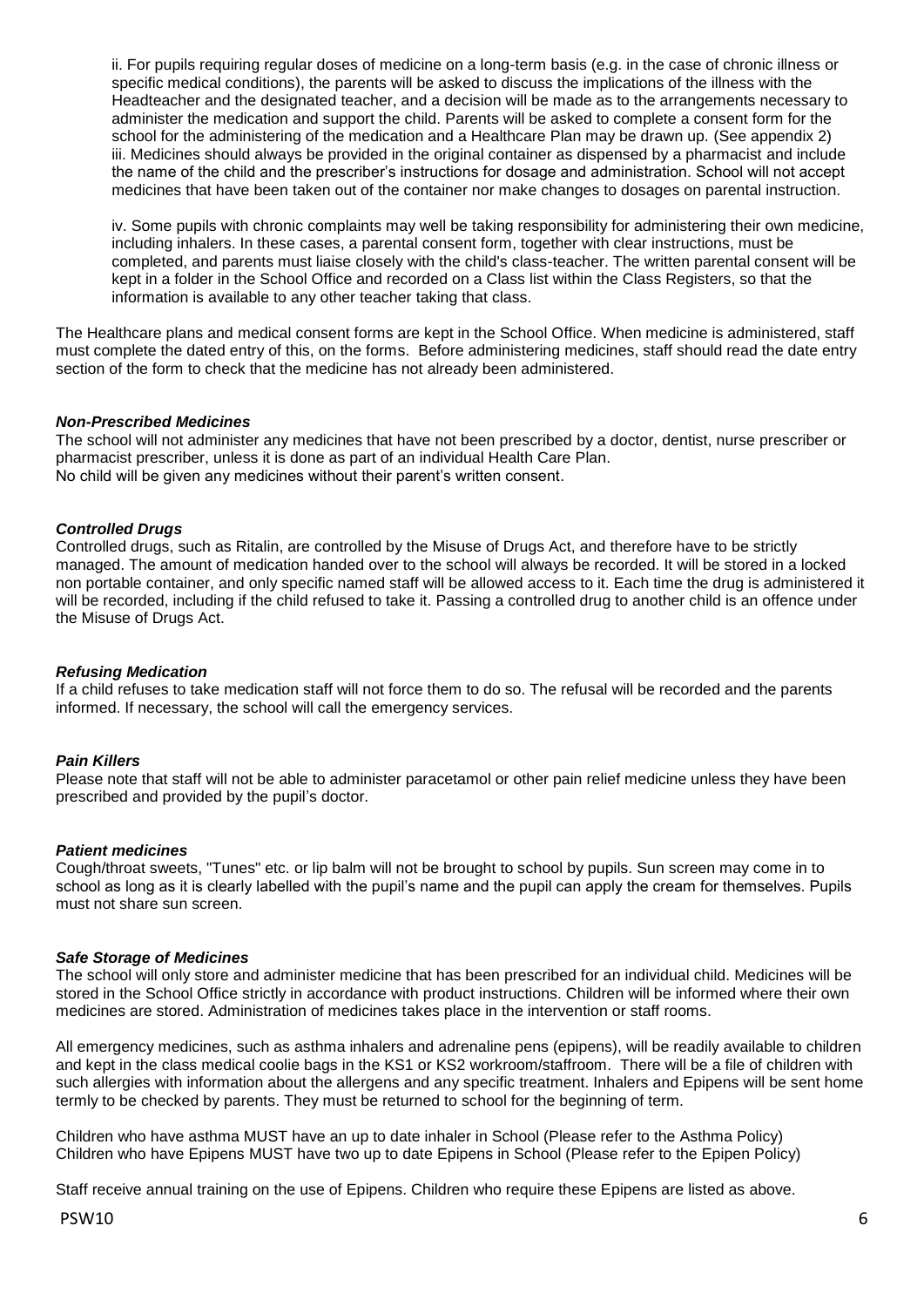ii. For pupils requiring regular doses of medicine on a long-term basis (e.g. in the case of chronic illness or specific medical conditions), the parents will be asked to discuss the implications of the illness with the Headteacher and the designated teacher, and a decision will be made as to the arrangements necessary to administer the medication and support the child. Parents will be asked to complete a consent form for the school for the administering of the medication and a Healthcare Plan may be drawn up. (See appendix 2)
iii. Medicines should always be provided in the original container as dispensed by a pharmacist and include the name of the child and the prescriber's instructions for dosage and administration. School will not accept medicines that have been taken out of the container nor make changes to dosages on parental instruction.

iv. Some pupils with chronic complaints may well be taking responsibility for administering their own medicine, including inhalers. In these cases, a parental consent form, together with clear instructions, must be completed, and parents must liaise closely with the child's class-teacher. The written parental consent will be kept in a folder in the School Office and recorded on a Class list within the Class Registers, so that the information is available to any other teacher taking that class.

The Healthcare plans and medical consent forms are kept in the School Office. When medicine is administered, staff must complete the dated entry of this, on the forms. Before administering medicines, staff should read the date entry section of the form to check that the medicine has not already been administered.

***Non-Prescribed Medicines***

The school will not administer any medicines that have not been prescribed by a doctor, dentist, nurse prescriber or pharmacist prescriber, unless it is done as part of an individual Health Care Plan.
No child will be given any medicines without their parent's written consent.

***Controlled Drugs***

Controlled drugs, such as Ritalin, are controlled by the Misuse of Drugs Act, and therefore have to be strictly managed. The amount of medication handed over to the school will always be recorded. It will be stored in a locked non portable container, and only specific named staff will be allowed access to it. Each time the drug is administered it will be recorded, including if the child refused to take it. Passing a controlled drug to another child is an offence under the Misuse of Drugs Act.

***Refusing Medication***

If a child refuses to take medication staff will not force them to do so. The refusal will be recorded and the parents informed. If necessary, the school will call the emergency services.

***Pain Killers***

Please note that staff will not be able to administer paracetamol or other pain relief medicine unless they have been prescribed and provided by the pupil's doctor.

***Patient medicines***

Cough/throat sweets, "Tunes" etc. or lip balm will not be brought to school by pupils. Sun screen may come in to school as long as it is clearly labelled with the pupil's name and the pupil can apply the cream for themselves. Pupils must not share sun screen.

***Safe Storage of Medicines***

The school will only store and administer medicine that has been prescribed for an individual child. Medicines will be stored in the School Office strictly in accordance with product instructions. Children will be informed where their own medicines are stored. Administration of medicines takes place in the intervention or staff rooms.

All emergency medicines, such as asthma inhalers and adrenaline pens (epipens), will be readily available to children and kept in the class medical coolie bags in the KS1 or KS2 workroom/staffroom. There will be a file of children with such allergies with information about the allergens and any specific treatment. Inhalers and Epipens will be sent home termly to be checked by parents. They must be returned to school for the beginning of term.

Children who have asthma MUST have an up to date inhaler in School (Please refer to the Asthma Policy)
Children who have Epipens MUST have two up to date Epipens in School (Please refer to the Epipen Policy)

Staff receive annual training on the use of Epipens. Children who require these Epipens are listed as above.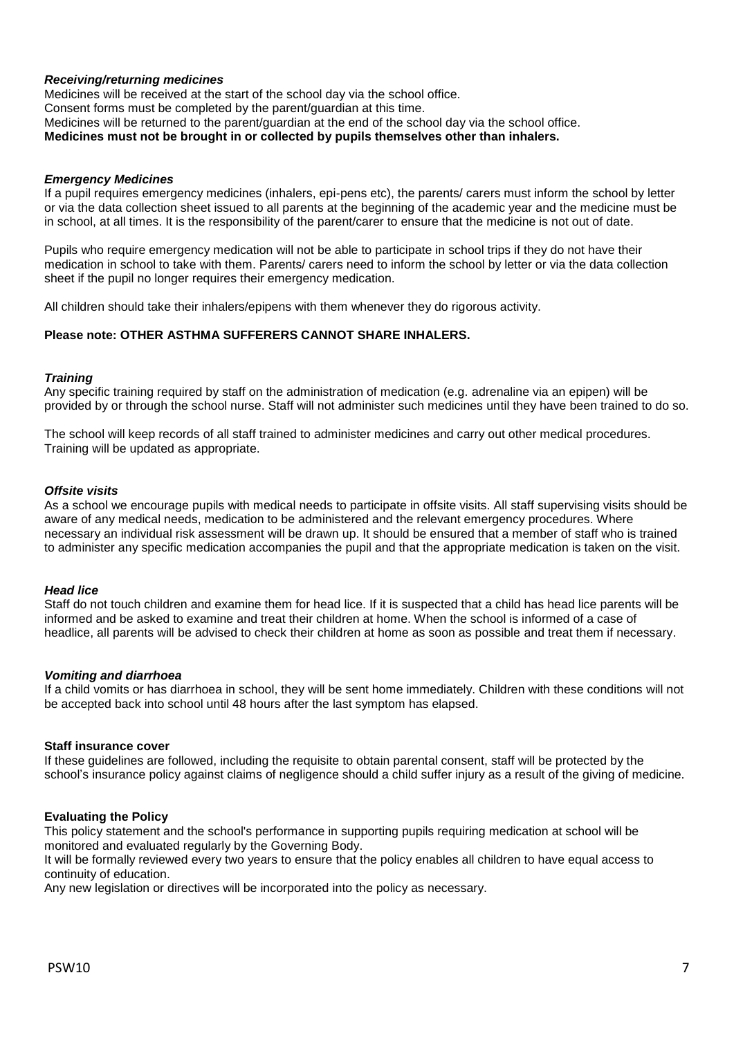### *Receiving/returning medicines*

Medicines will be received at the start of the school day via the school office.
Consent forms must be completed by the parent/guardian at this time.
Medicines will be returned to the parent/guardian at the end of the school day via the school office.
**Medicines must not be brought in or collected by pupils themselves other than inhalers.**

### *Emergency Medicines*

If a pupil requires emergency medicines (inhalers, epi-pens etc), the parents/ carers must inform the school by letter or via the data collection sheet issued to all parents at the beginning of the academic year and the medicine must be in school, at all times. It is the responsibility of the parent/carer to ensure that the medicine is not out of date.

Pupils who require emergency medication will not be able to participate in school trips if they do not have their medication in school to take with them. Parents/ carers need to inform the school by letter or via the data collection sheet if the pupil no longer requires their emergency medication.

All children should take their inhalers/epipens with them whenever they do rigorous activity.

**Please note: OTHER ASTHMA SUFFERERS CANNOT SHARE INHALERS.**

### *Training*

Any specific training required by staff on the administration of medication (e.g. adrenaline via an epipen) will be provided by or through the school nurse. Staff will not administer such medicines until they have been trained to do so.

The school will keep records of all staff trained to administer medicines and carry out other medical procedures. Training will be updated as appropriate.

### *Offsite visits*

As a school we encourage pupils with medical needs to participate in offsite visits. All staff supervising visits should be aware of any medical needs, medication to be administered and the relevant emergency procedures. Where necessary an individual risk assessment will be drawn up. It should be ensured that a member of staff who is trained to administer any specific medication accompanies the pupil and that the appropriate medication is taken on the visit.

### *Head lice*

Staff do not touch children and examine them for head lice. If it is suspected that a child has head lice parents will be informed and be asked to examine and treat their children at home. When the school is informed of a case of headlice, all parents will be advised to check their children at home as soon as possible and treat them if necessary.

### *Vomiting and diarrhoea*

If a child vomits or has diarrhoea in school, they will be sent home immediately. Children with these conditions will not be accepted back into school until 48 hours after the last symptom has elapsed.

### Staff insurance cover

If these guidelines are followed, including the requisite to obtain parental consent, staff will be protected by the school's insurance policy against claims of negligence should a child suffer injury as a result of the giving of medicine.

### Evaluating the Policy

This policy statement and the school's performance in supporting pupils requiring medication at school will be monitored and evaluated regularly by the Governing Body.
It will be formally reviewed every two years to ensure that the policy enables all children to have equal access to continuity of education.
Any new legislation or directives will be incorporated into the policy as necessary.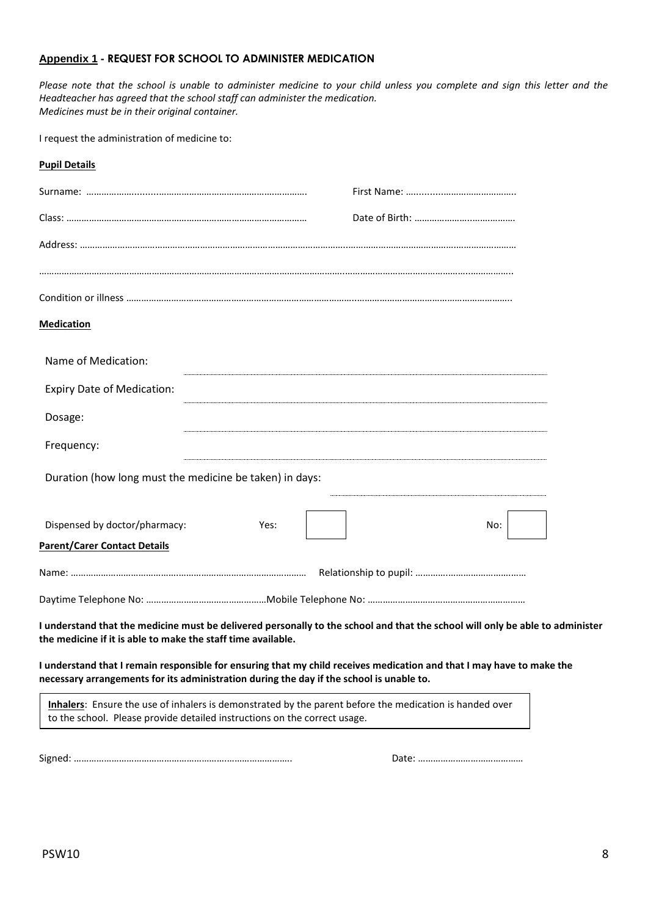## Appendix 1 - REQUEST FOR SCHOOL TO ADMINISTER MEDICATION

*Please note that the school is unable to administer medicine to your child unless you complete and sign this letter and the Headteacher has agreed that the school staff can administer the medication.*
*Medicines must be in their original container.*

I request the administration of medicine to:

**Pupil Details**

Surname: ………………….....……………………………………………………. First Name: ….........…………………………..

Class: …………………………………………………………………………………… Date of Birth: ……………………..……………

Address: …………………………………………………………………………………………………………………………………………………

…………………………………………………………………………………………………………………………………………………………..

Condition or illness ……………………………………………………………………………………………………………………………..

**Medication**

Name of Medication: ……………………………………………

Expiry Date of Medication: ……………………………………………

Dosage: ……………………………………………

Frequency: ……………………………………………

Duration (how long must the medicine be taken) in days: ……………………………………………

Dispensed by doctor/pharmacy: Yes: ☐ No: ☐

**Parent/Carer Contact Details**

Name: ………………………………………………………………………………… Relationship to pupil: ………………………………………

Daytime Telephone No: …………………………………………Mobile Telephone No: ………………………………………………………

**I understand that the medicine must be delivered personally to the school and that the school will only be able to administer the medicine if it is able to make the staff time available.**

**I understand that I remain responsible for ensuring that my child receives medication and that I may have to make the necessary arrangements for its administration during the day if the school is unable to.**

> **Inhalers**: Ensure the use of inhalers is demonstrated by the parent before the medication is handed over to the school. Please provide detailed instructions on the correct usage.

Signed: …………………………………………………………………………. Date: ……………………………………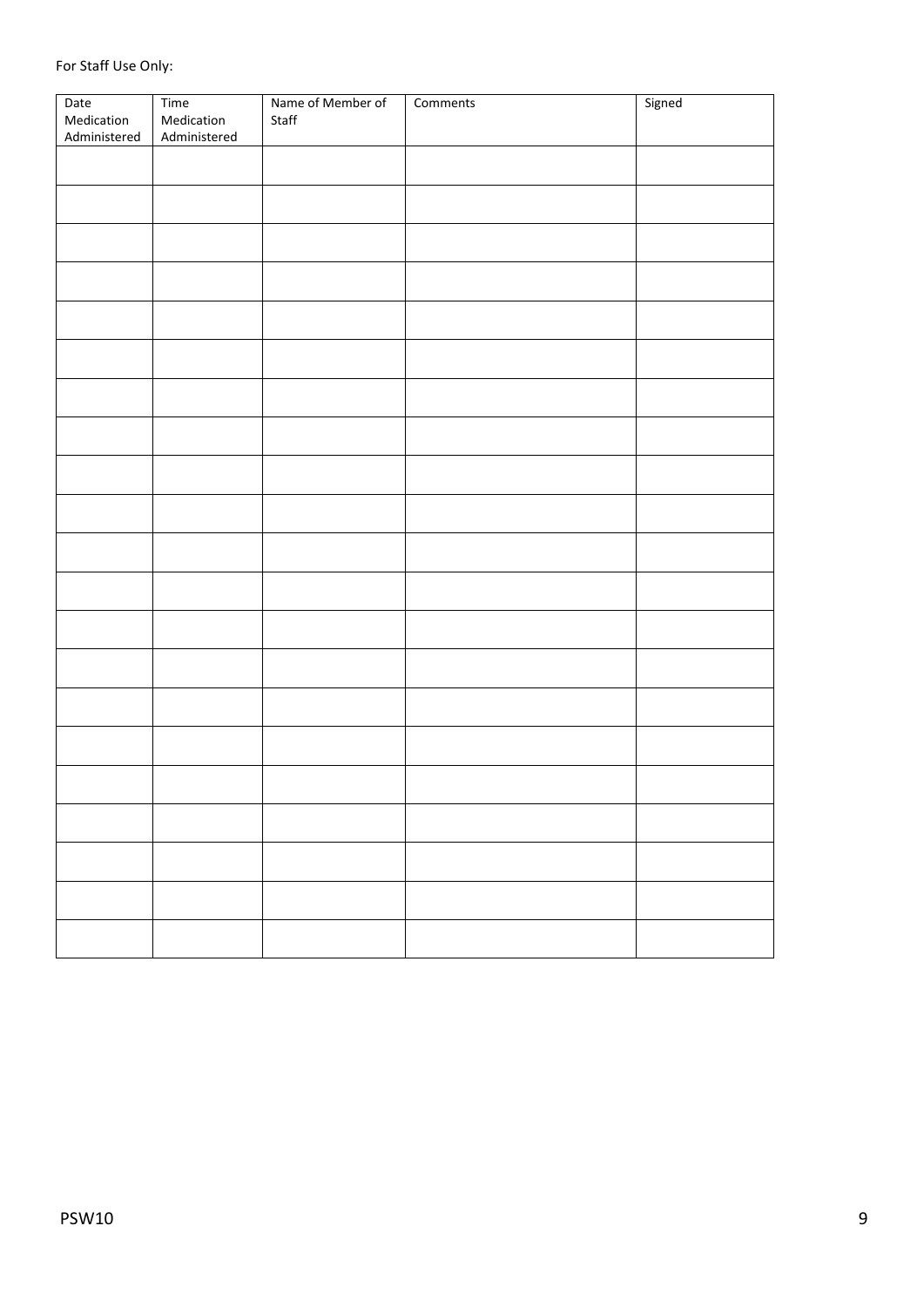For Staff Use Only:

| Date Medication Administered | Time Medication Administered | Name of Member of Staff | Comments | Signed |
|---|---|---|---|---|
| | | | | |
| | | | | |
| | | | | |
| | | | | |
| | | | | |
| | | | | |
| | | | | |
| | | | | |
| | | | | |
| | | | | |
| | | | | |
| | | | | |
| | | | | |
| | | | | |
| | | | | |
| | | | | |
| | | | | |
| | | | | |
| | | | | |
| | | | | |
| | | | | |

PSW10